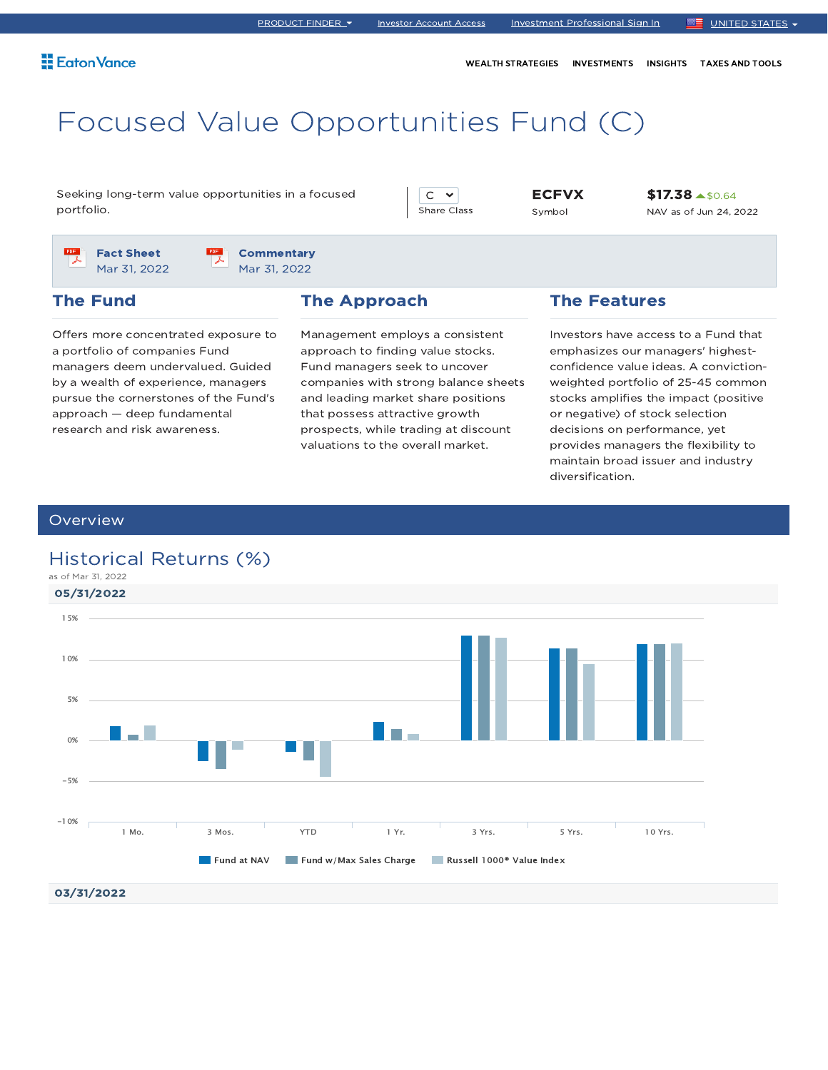PRODUCT FINDER | Investor Account Access | Investment Professional Sign In | UNITED STATES

Eaton Vance

WEALTH STRATEGIES | INVESTMENTS | INSIGHTS | TAXES AND TOOLS

# Focused Value Opportunities Fund (C)

Seeking long-term value opportunities in a focused portfolio.

C
Share Class

**ECFVX**
Symbol

**$17.38** ▲$0.64
NAV as of Jun 24, 2022

**Fact Sheet**
Mar 31, 2022

**Commentary**
Mar 31, 2022

## The Fund

Offers more concentrated exposure to a portfolio of companies Fund managers deem undervalued. Guided by a wealth of experience, managers pursue the cornerstones of the Fund's approach — deep fundamental research and risk awareness.

## The Approach

Management employs a consistent approach to finding value stocks. Fund managers seek to uncover companies with strong balance sheets and leading market share positions that possess attractive growth prospects, while trading at discount valuations to the overall market.

## The Features

Investors have access to a Fund that emphasizes our managers' highest-confidence value ideas. A conviction-weighted portfolio of 25-45 common stocks amplifies the impact (positive or negative) of stock selection decisions on performance, yet provides managers the flexibility to maintain broad issuer and industry diversification.

## Overview

### Historical Returns (%)

as of Mar 31, 2022

**05/31/2022**

Chart categories: 1 Mo., 3 Mos., YTD, 1 Yr., 3 Yrs., 5 Yrs., 10 Yrs.

Y-axis: 15%, 10%, 5%, 0%, -5%, -10%

Legend: Fund at NAV | Fund w/Max Sales Charge | Russell 1000® Value Index

**03/31/2022**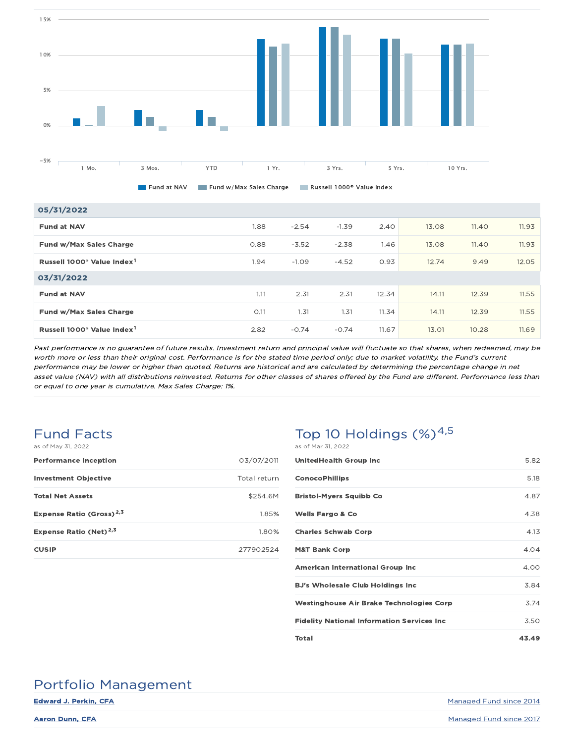| | 1 Mo. | 3 Mos. | YTD | 1 Yr. | 3 Yrs. | 5 Yrs. | 10 Yrs. |
|---|---|---|---|---|---|---|---|
| **05/31/2022** | | | | | | | |
| **Fund at NAV** | 1.88 | -2.54 | -1.39 | 2.40 | 13.08 | 11.40 | 11.93 |
| **Fund w/Max Sales Charge** | 0.88 | -3.52 | -2.38 | 1.46 | 13.08 | 11.40 | 11.93 |
| **Russell 1000® Value Index[1]** | 1.94 | -1.09 | -4.52 | 0.93 | 12.74 | 9.49 | 12.05 |
| **03/31/2022** | | | | | | | |
| **Fund at NAV** | 1.11 | 2.31 | 2.31 | 12.34 | 14.11 | 12.39 | 11.55 |
| **Fund w/Max Sales Charge** | 0.11 | 1.31 | 1.31 | 11.34 | 14.11 | 12.39 | 11.55 |
| **Russell 1000® Value Index[1]** | 2.82 | -0.74 | -0.74 | 11.67 | 13.01 | 10.28 | 11.69 |

*Past performance is no guarantee of future results. Investment return and principal value will fluctuate so that shares, when redeemed, may be worth more or less than their original cost. Performance is for the stated time period only; due to market volatility, the Fund's current performance may be lower or higher than quoted. Returns are historical and are calculated by determining the percentage change in net asset value (NAV) with all distributions reinvested. Returns for other classes of shares offered by the Fund are different. Performance less than or equal to one year is cumulative. Max Sales Charge: 1%.*

## Fund Facts

as of May 31, 2022

| | |
|---|---|
| **Performance Inception** | 03/07/2011 |
| **Investment Objective** | Total return |
| **Total Net Assets** | $254.6M |
| **Expense Ratio (Gross)[2,3]** | 1.85% |
| **Expense Ratio (Net)[2,3]** | 1.80% |
| **CUSIP** | 277902524 |

## Top 10 Holdings (%)[4,5]

as of Mar 31, 2022

| | |
|---|---|
| **UnitedHealth Group Inc** | 5.82 |
| **ConocoPhillips** | 5.18 |
| **Bristol-Myers Squibb Co** | 4.87 |
| **Wells Fargo & Co** | 4.38 |
| **Charles Schwab Corp** | 4.13 |
| **M&T Bank Corp** | 4.04 |
| **American International Group Inc** | 4.00 |
| **BJ's Wholesale Club Holdings Inc** | 3.84 |
| **Westinghouse Air Brake Technologies Corp** | 3.74 |
| **Fidelity National Information Services Inc** | 3.50 |
| **Total** | **43.49** |

## Portfolio Management

| | |
|---|---|
| **Edward J. Perkin, CFA** | Managed Fund since 2014 |
| **Aaron Dunn, CFA** | Managed Fund since 2017 |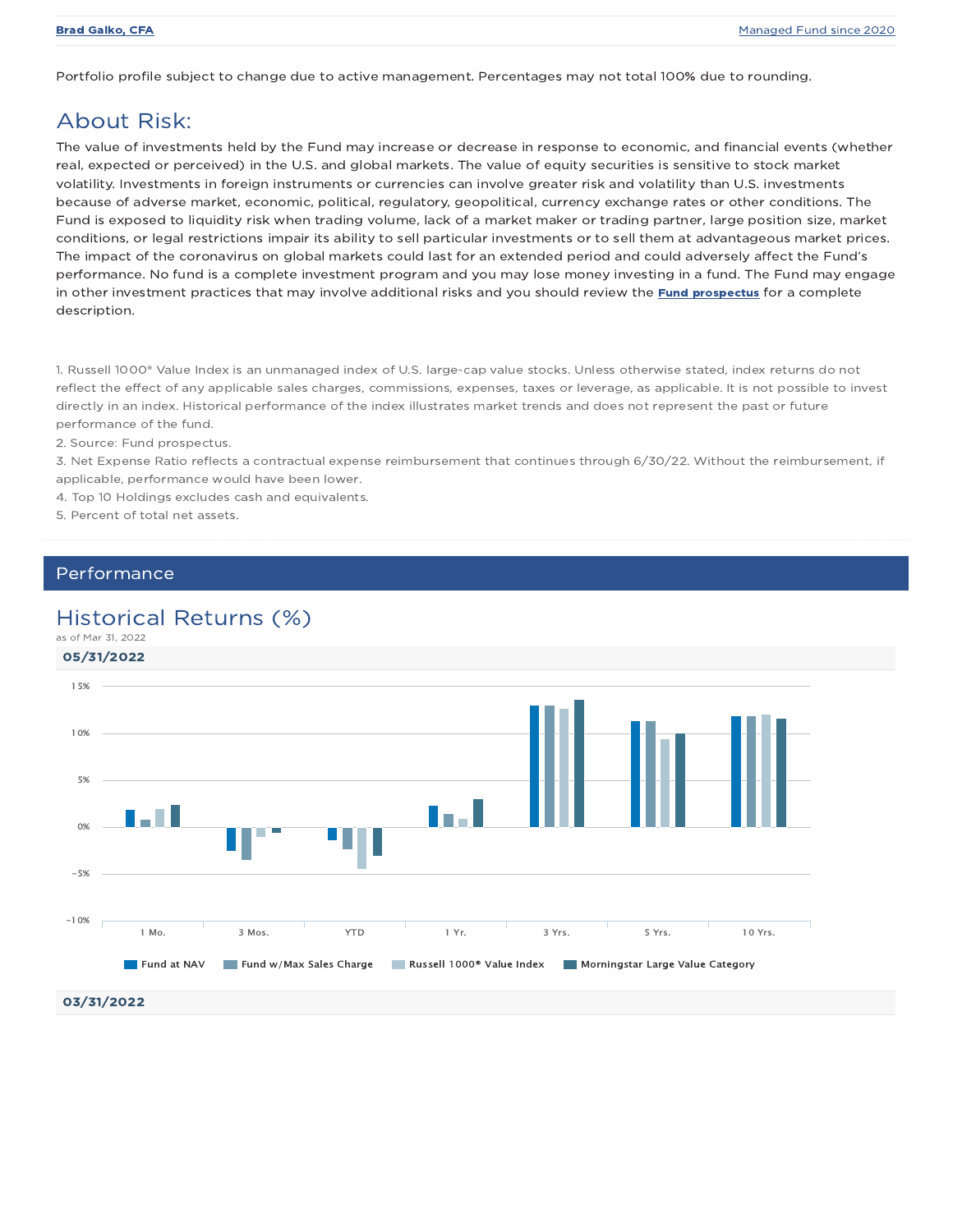| **Brad Galko, CFA** | Managed Fund since 2020 |
|---|---|

Portfolio profile subject to change due to active management. Percentages may not total 100% due to rounding.

# About Risk:

The value of investments held by the Fund may increase or decrease in response to economic, and financial events (whether real, expected or perceived) in the U.S. and global markets. The value of equity securities is sensitive to stock market volatility. Investments in foreign instruments or currencies can involve greater risk and volatility than U.S. investments because of adverse market, economic, political, regulatory, geopolitical, currency exchange rates or other conditions. The Fund is exposed to liquidity risk when trading volume, lack of a market maker or trading partner, large position size, market conditions, or legal restrictions impair its ability to sell particular investments or to sell them at advantageous market prices. The impact of the coronavirus on global markets could last for an extended period and could adversely affect the Fund's performance. No fund is a complete investment program and you may lose money investing in a fund. The Fund may engage in other investment practices that may involve additional risks and you should review the **Fund prospectus** for a complete description.

1. Russell 1000® Value Index is an unmanaged index of U.S. large-cap value stocks. Unless otherwise stated, index returns do not reflect the effect of any applicable sales charges, commissions, expenses, taxes or leverage, as applicable. It is not possible to invest directly in an index. Historical performance of the index illustrates market trends and does not represent the past or future performance of the fund.
2. Source: Fund prospectus.
3. Net Expense Ratio reflects a contractual expense reimbursement that continues through 6/30/22. Without the reimbursement, if applicable, performance would have been lower.
4. Top 10 Holdings excludes cash and equivalents.
5. Percent of total net assets.

## Performance

# Historical Returns (%)

as of Mar 31, 2022

**05/31/2022**

Legend: Fund at NAV | Fund w/Max Sales Charge | Russell 1000® Value Index | Morningstar Large Value Category

Periods: 1 Mo. | 3 Mos. | YTD | 1 Yr. | 3 Yrs. | 5 Yrs. | 10 Yrs.

**03/31/2022**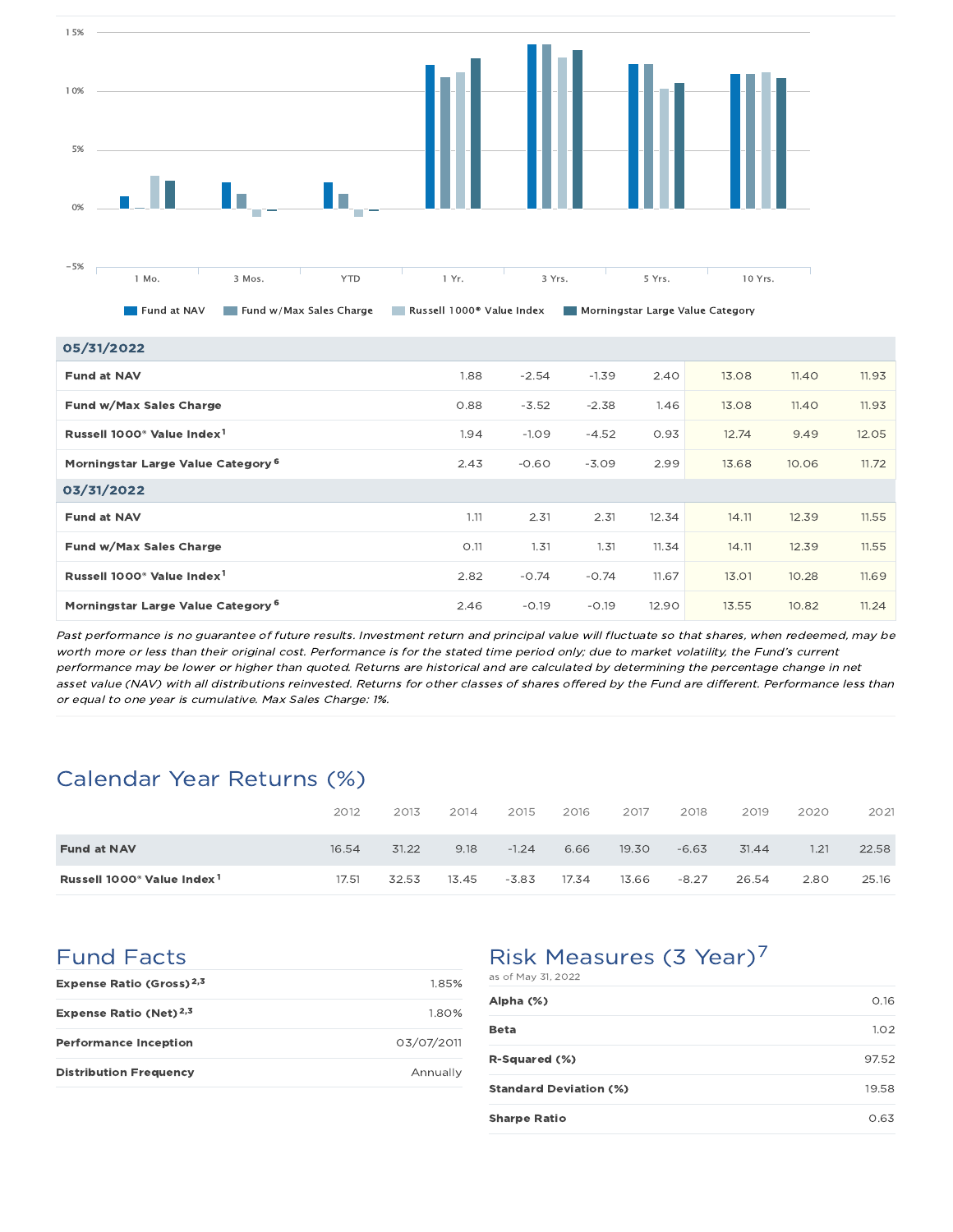15%

10%

5%

0%

-5%

1 Mo. | 3 Mos. | YTD | 1 Yr. | 3 Yrs. | 5 Yrs. | 10 Yrs.

Fund at NAV | Fund w/Max Sales Charge | Russell 1000® Value Index | Morningstar Large Value Category

| | 1 Mo. | 3 Mos. | YTD | 1 Yr. | 3 Yrs. | 5 Yrs. | 10 Yrs. |
|---|---|---|---|---|---|---|---|
| **05/31/2022** | | | | | | | |
| **Fund at NAV** | 1.88 | -2.54 | -1.39 | 2.40 | 13.08 | 11.40 | 11.93 |
| **Fund w/Max Sales Charge** | 0.88 | -3.52 | -2.38 | 1.46 | 13.08 | 11.40 | 11.93 |
| **Russell 1000® Value Index**[1] | 1.94 | -1.09 | -4.52 | 0.93 | 12.74 | 9.49 | 12.05 |
| **Morningstar Large Value Category**[6] | 2.43 | -0.60 | -3.09 | 2.99 | 13.68 | 10.06 | 11.72 |
| **03/31/2022** | | | | | | | |
| **Fund at NAV** | 1.11 | 2.31 | 2.31 | 12.34 | 14.11 | 12.39 | 11.55 |
| **Fund w/Max Sales Charge** | 0.11 | 1.31 | 1.31 | 11.34 | 14.11 | 12.39 | 11.55 |
| **Russell 1000® Value Index**[1] | 2.82 | -0.74 | -0.74 | 11.67 | 13.01 | 10.28 | 11.69 |
| **Morningstar Large Value Category**[6] | 2.46 | -0.19 | -0.19 | 12.90 | 13.55 | 10.82 | 11.24 |

*Past performance is no guarantee of future results. Investment return and principal value will fluctuate so that shares, when redeemed, may be worth more or less than their original cost. Performance is for the stated time period only; due to market volatility, the Fund's current performance may be lower or higher than quoted. Returns are historical and are calculated by determining the percentage change in net asset value (NAV) with all distributions reinvested. Returns for other classes of shares offered by the Fund are different. Performance less than or equal to one year is cumulative. Max Sales Charge: 1%.*

## Calendar Year Returns (%)

| | 2012 | 2013 | 2014 | 2015 | 2016 | 2017 | 2018 | 2019 | 2020 | 2021 |
|---|---|---|---|---|---|---|---|---|---|---|
| **Fund at NAV** | 16.54 | 31.22 | 9.18 | -1.24 | 6.66 | 19.30 | -6.63 | 31.44 | 1.21 | 22.58 |
| **Russell 1000® Value Index**[1] | 17.51 | 32.53 | 13.45 | -3.83 | 17.34 | 13.66 | -8.27 | 26.54 | 2.80 | 25.16 |

## Fund Facts

| | |
|---|---|
| **Expense Ratio (Gross)**[2,3] | 1.85% |
| **Expense Ratio (Net)**[2,3] | 1.80% |
| **Performance Inception** | 03/07/2011 |
| **Distribution Frequency** | Annually |

## Risk Measures (3 Year)[7]

as of May 31, 2022

| | |
|---|---|
| **Alpha (%)** | 0.16 |
| **Beta** | 1.02 |
| **R-Squared (%)** | 97.52 |
| **Standard Deviation (%)** | 19.58 |
| **Sharpe Ratio** | 0.63 |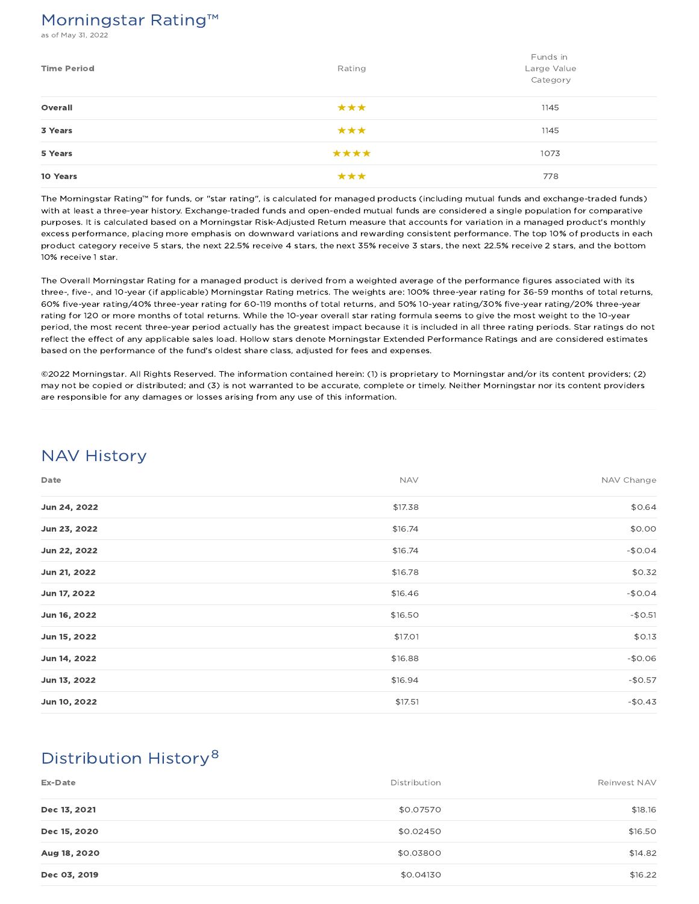## Morningstar Rating™

as of May 31, 2022

| Time Period | Rating | Funds in Large Value Category |
|---|---|---|
| **Overall** | ★★★ | 1145 |
| **3 Years** | ★★★ | 1145 |
| **5 Years** | ★★★★ | 1073 |
| **10 Years** | ★★★ | 778 |

The Morningstar Rating™ for funds, or "star rating", is calculated for managed products (including mutual funds and exchange-traded funds) with at least a three-year history. Exchange-traded funds and open-ended mutual funds are considered a single population for comparative purposes. It is calculated based on a Morningstar Risk-Adjusted Return measure that accounts for variation in a managed product's monthly excess performance, placing more emphasis on downward variations and rewarding consistent performance. The top 10% of products in each product category receive 5 stars, the next 22.5% receive 4 stars, the next 35% receive 3 stars, the next 22.5% receive 2 stars, and the bottom 10% receive 1 star.

The Overall Morningstar Rating for a managed product is derived from a weighted average of the performance figures associated with its three-, five-, and 10-year (if applicable) Morningstar Rating metrics. The weights are: 100% three-year rating for 36-59 months of total returns, 60% five-year rating/40% three-year rating for 60-119 months of total returns, and 50% 10-year rating/30% five-year rating/20% three-year rating for 120 or more months of total returns. While the 10-year overall star rating formula seems to give the most weight to the 10-year period, the most recent three-year period actually has the greatest impact because it is included in all three rating periods. Star ratings do not reflect the effect of any applicable sales load. Hollow stars denote Morningstar Extended Performance Ratings and are considered estimates based on the performance of the fund's oldest share class, adjusted for fees and expenses.

©2022 Morningstar. All Rights Reserved. The information contained herein: (1) is proprietary to Morningstar and/or its content providers; (2) may not be copied or distributed; and (3) is not warranted to be accurate, complete or timely. Neither Morningstar nor its content providers are responsible for any damages or losses arising from any use of this information.

## NAV History

| Date | NAV | NAV Change |
|---|---|---|
| **Jun 24, 2022** | $17.38 | $0.64 |
| **Jun 23, 2022** | $16.74 | $0.00 |
| **Jun 22, 2022** | $16.74 | -$0.04 |
| **Jun 21, 2022** | $16.78 | $0.32 |
| **Jun 17, 2022** | $16.46 | -$0.04 |
| **Jun 16, 2022** | $16.50 | -$0.51 |
| **Jun 15, 2022** | $17.01 | $0.13 |
| **Jun 14, 2022** | $16.88 | -$0.06 |
| **Jun 13, 2022** | $16.94 | -$0.57 |
| **Jun 10, 2022** | $17.51 | -$0.43 |

## Distribution History[8]

| Ex-Date | Distribution | Reinvest NAV |
|---|---|---|
| **Dec 13, 2021** | $0.07570 | $18.16 |
| **Dec 15, 2020** | $0.02450 | $16.50 |
| **Aug 18, 2020** | $0.03800 | $14.82 |
| **Dec 03, 2019** | $0.04130 | $16.22 |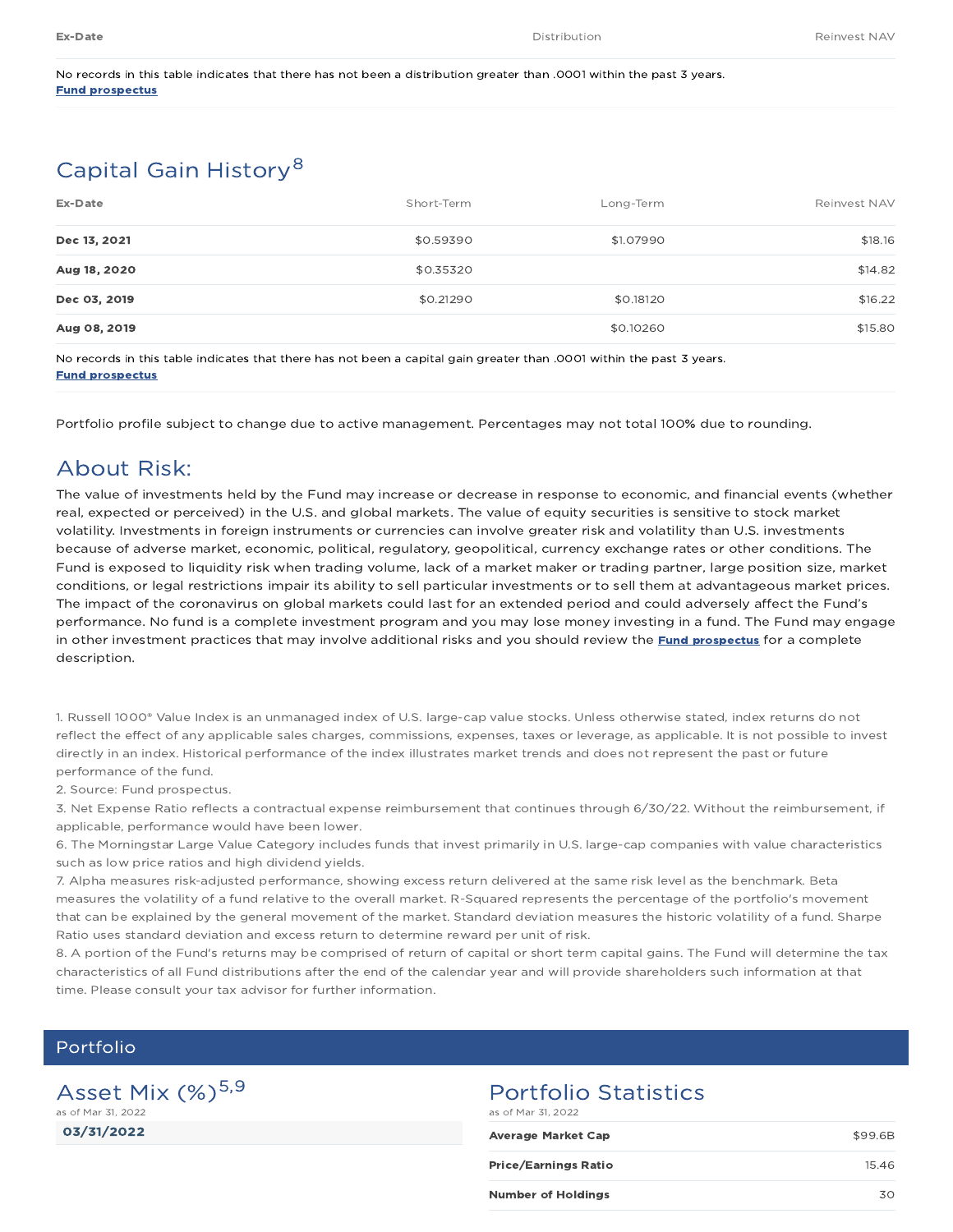| Ex-Date | Distribution | Reinvest NAV |
|---|---|---|

No records in this table indicates that there has not been a distribution greater than .0001 within the past 3 years.
**Fund prospectus**

## Capital Gain History[8]

| Ex-Date | Short-Term | Long-Term | Reinvest NAV |
|---|---|---|---|
| **Dec 13, 2021** | $0.59390 | $1.07990 | $18.16 |
| **Aug 18, 2020** | $0.35320 | | $14.82 |
| **Dec 03, 2019** | $0.21290 | $0.18120 | $16.22 |
| **Aug 08, 2019** | | $0.10260 | $15.80 |

No records in this table indicates that there has not been a capital gain greater than .0001 within the past 3 years.
**Fund prospectus**

Portfolio profile subject to change due to active management. Percentages may not total 100% due to rounding.

## About Risk:

The value of investments held by the Fund may increase or decrease in response to economic, and financial events (whether real, expected or perceived) in the U.S. and global markets. The value of equity securities is sensitive to stock market volatility. Investments in foreign instruments or currencies can involve greater risk and volatility than U.S. investments because of adverse market, economic, political, regulatory, geopolitical, currency exchange rates or other conditions. The Fund is exposed to liquidity risk when trading volume, lack of a market maker or trading partner, large position size, market conditions, or legal restrictions impair its ability to sell particular investments or to sell them at advantageous market prices. The impact of the coronavirus on global markets could last for an extended period and could adversely affect the Fund's performance. No fund is a complete investment program and you may lose money investing in a fund. The Fund may engage in other investment practices that may involve additional risks and you should review the **Fund prospectus** for a complete description.

1. Russell 1000® Value Index is an unmanaged index of U.S. large-cap value stocks. Unless otherwise stated, index returns do not reflect the effect of any applicable sales charges, commissions, expenses, taxes or leverage, as applicable. It is not possible to invest directly in an index. Historical performance of the index illustrates market trends and does not represent the past or future performance of the fund.
2. Source: Fund prospectus.
3. Net Expense Ratio reflects a contractual expense reimbursement that continues through 6/30/22. Without the reimbursement, if applicable, performance would have been lower.
6. The Morningstar Large Value Category includes funds that invest primarily in U.S. large-cap companies with value characteristics such as low price ratios and high dividend yields.
7. Alpha measures risk-adjusted performance, showing excess return delivered at the same risk level as the benchmark. Beta measures the volatility of a fund relative to the overall market. R-Squared represents the percentage of the portfolio's movement that can be explained by the general movement of the market. Standard deviation measures the historic volatility of a fund. Sharpe Ratio uses standard deviation and excess return to determine reward per unit of risk.
8. A portion of the Fund's returns may be comprised of return of capital or short term capital gains. The Fund will determine the tax characteristics of all Fund distributions after the end of the calendar year and will provide shareholders such information at that time. Please consult your tax advisor for further information.

# Portfolio

## Asset Mix (%)[5,9]

as of Mar 31, 2022

**03/31/2022**

## Portfolio Statistics

as of Mar 31, 2022

| | |
|---|---|
| **Average Market Cap** | $99.6B |
| **Price/Earnings Ratio** | 15.46 |
| **Number of Holdings** | 30 |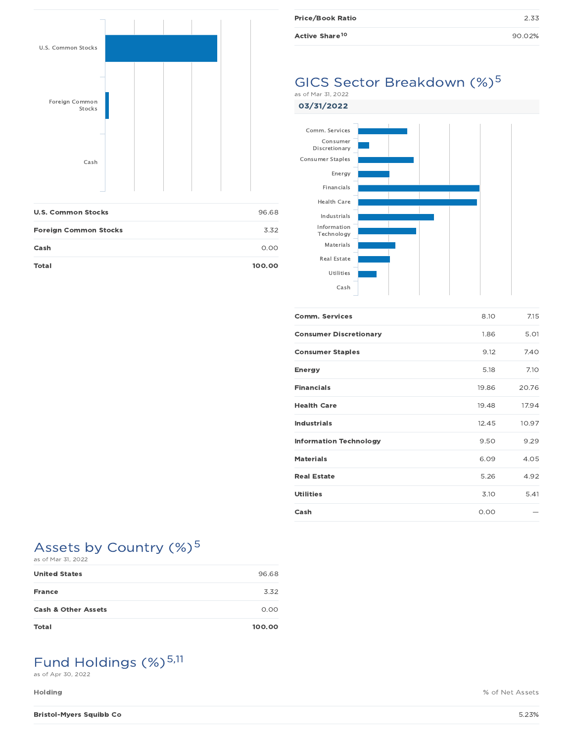| | |
|---|---|
| **U.S. Common Stocks** | 96.68 |
| **Foreign Common Stocks** | 3.32 |
| **Cash** | 0.00 |
| **Total** | **100.00** |

| | |
|---|---|
| **Price/Book Ratio** | 2.33 |
| **Active Share**[10] | 90.02% |

## GICS Sector Breakdown (%)[5]

as of Mar 31, 2022

**03/31/2022**

| | | |
|---|---|---|
| **Comm. Services** | 8.10 | 7.15 |
| **Consumer Discretionary** | 1.86 | 5.01 |
| **Consumer Staples** | 9.12 | 7.40 |
| **Energy** | 5.18 | 7.10 |
| **Financials** | 19.86 | 20.76 |
| **Health Care** | 19.48 | 17.94 |
| **Industrials** | 12.45 | 10.97 |
| **Information Technology** | 9.50 | 9.29 |
| **Materials** | 6.09 | 4.05 |
| **Real Estate** | 5.26 | 4.92 |
| **Utilities** | 3.10 | 5.41 |
| **Cash** | 0.00 | — |

## Assets by Country (%)[5]

as of Mar 31, 2022

| | |
|---|---|
| **United States** | 96.68 |
| **France** | 3.32 |
| **Cash & Other Assets** | 0.00 |
| **Total** | **100.00** |

## Fund Holdings (%)[5,11]

as of Apr 30, 2022

| Holding | % of Net Assets |
|---|---|
| **Bristol-Myers Squibb Co** | 5.23% |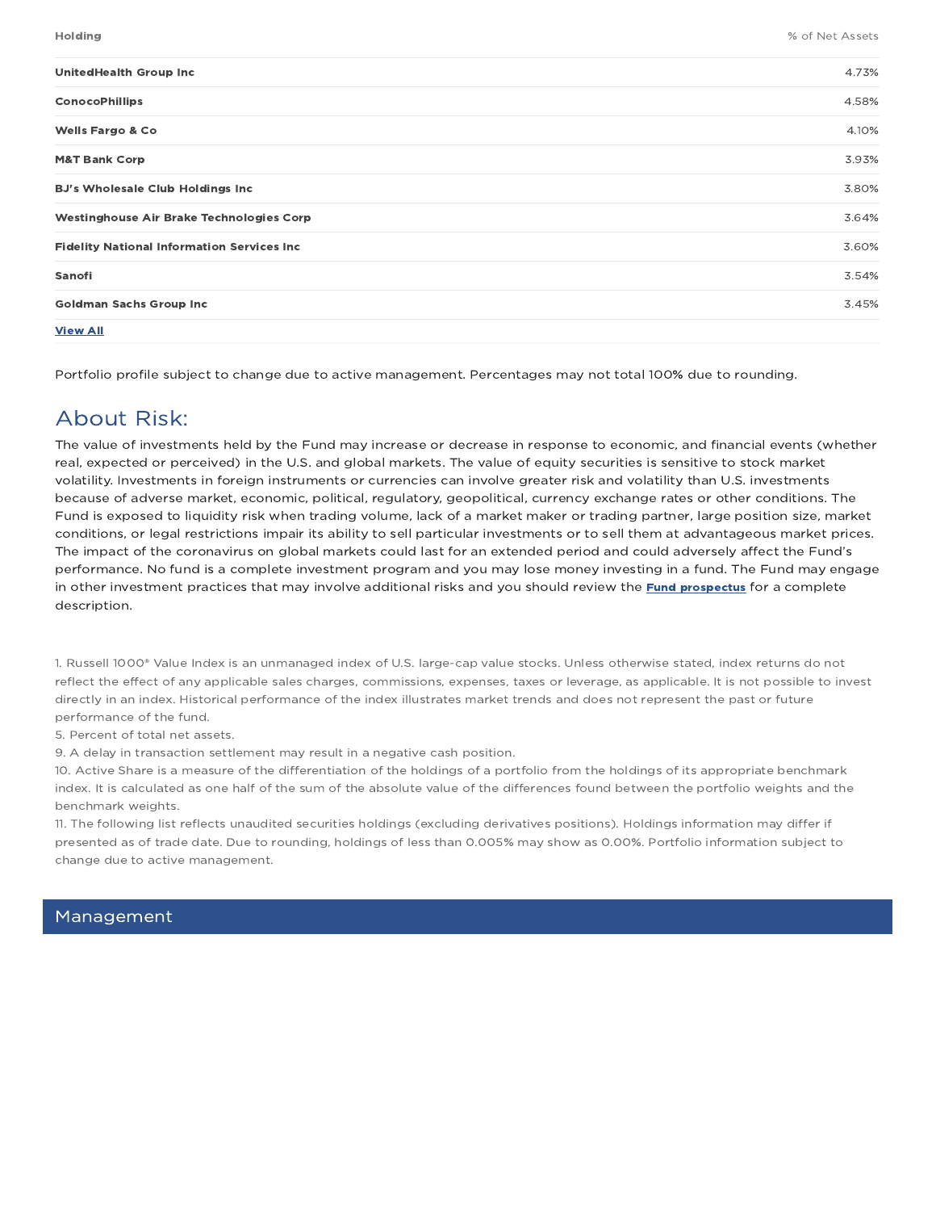| Holding | % of Net Assets |
|---|---|
| **UnitedHealth Group Inc** | 4.73% |
| **ConocoPhillips** | 4.58% |
| **Wells Fargo & Co** | 4.10% |
| **M&T Bank Corp** | 3.93% |
| **BJ's Wholesale Club Holdings Inc** | 3.80% |
| **Westinghouse Air Brake Technologies Corp** | 3.64% |
| **Fidelity National Information Services Inc** | 3.60% |
| **Sanofi** | 3.54% |
| **Goldman Sachs Group Inc** | 3.45% |

**View All**

Portfolio profile subject to change due to active management. Percentages may not total 100% due to rounding.

## About Risk:

The value of investments held by the Fund may increase or decrease in response to economic, and financial events (whether real, expected or perceived) in the U.S. and global markets. The value of equity securities is sensitive to stock market volatility. Investments in foreign instruments or currencies can involve greater risk and volatility than U.S. investments because of adverse market, economic, political, regulatory, geopolitical, currency exchange rates or other conditions. The Fund is exposed to liquidity risk when trading volume, lack of a market maker or trading partner, large position size, market conditions, or legal restrictions impair its ability to sell particular investments or to sell them at advantageous market prices. The impact of the coronavirus on global markets could last for an extended period and could adversely affect the Fund's performance. No fund is a complete investment program and you may lose money investing in a fund. The Fund may engage in other investment practices that may involve additional risks and you should review the **Fund prospectus** for a complete description.

1. Russell 1000® Value Index is an unmanaged index of U.S. large-cap value stocks. Unless otherwise stated, index returns do not reflect the effect of any applicable sales charges, commissions, expenses, taxes or leverage, as applicable. It is not possible to invest directly in an index. Historical performance of the index illustrates market trends and does not represent the past or future performance of the fund.
5. Percent of total net assets.
9. A delay in transaction settlement may result in a negative cash position.
10. Active Share is a measure of the differentiation of the holdings of a portfolio from the holdings of its appropriate benchmark index. It is calculated as one half of the sum of the absolute value of the differences found between the portfolio weights and the benchmark weights.
11. The following list reflects unaudited securities holdings (excluding derivatives positions). Holdings information may differ if presented as of trade date. Due to rounding, holdings of less than 0.005% may show as 0.00%. Portfolio information subject to change due to active management.

## Management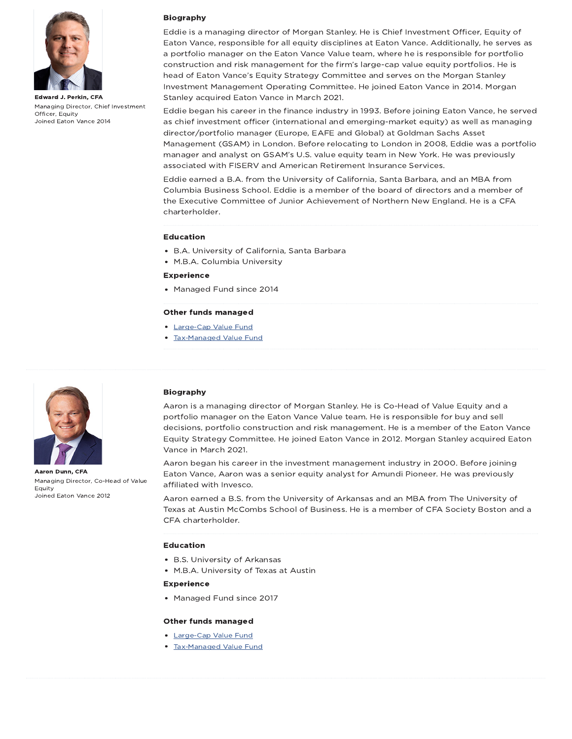**Edward J. Perkin, CFA**

Managing Director, Chief Investment Officer, Equity
Joined Eaton Vance 2014

### Biography

Eddie is a managing director of Morgan Stanley. He is Chief Investment Officer, Equity of Eaton Vance, responsible for all equity disciplines at Eaton Vance. Additionally, he serves as a portfolio manager on the Eaton Vance Value team, where he is responsible for portfolio construction and risk management for the firm's large-cap value equity portfolios. He is head of Eaton Vance's Equity Strategy Committee and serves on the Morgan Stanley Investment Management Operating Committee. He joined Eaton Vance in 2014. Morgan Stanley acquired Eaton Vance in March 2021.

Eddie began his career in the finance industry in 1993. Before joining Eaton Vance, he served as chief investment officer (international and emerging-market equity) as well as managing director/portfolio manager (Europe, EAFE and Global) at Goldman Sachs Asset Management (GSAM) in London. Before relocating to London in 2008, Eddie was a portfolio manager and analyst on GSAM's U.S. value equity team in New York. He was previously associated with FISERV and American Retirement Insurance Services.

Eddie earned a B.A. from the University of California, Santa Barbara, and an MBA from Columbia Business School. Eddie is a member of the board of directors and a member of the Executive Committee of Junior Achievement of Northern New England. He is a CFA charterholder.

### Education

- B.A. University of California, Santa Barbara
- M.B.A. Columbia University

### Experience

- Managed Fund since 2014

### Other funds managed

- Large-Cap Value Fund
- Tax-Managed Value Fund

---

**Aaron Dunn, CFA**

Managing Director, Co-Head of Value Equity
Joined Eaton Vance 2012

### Biography

Aaron is a managing director of Morgan Stanley. He is Co-Head of Value Equity and a portfolio manager on the Eaton Vance Value team. He is responsible for buy and sell decisions, portfolio construction and risk management. He is a member of the Eaton Vance Equity Strategy Committee. He joined Eaton Vance in 2012. Morgan Stanley acquired Eaton Vance in March 2021.

Aaron began his career in the investment management industry in 2000. Before joining Eaton Vance, Aaron was a senior equity analyst for Amundi Pioneer. He was previously affiliated with Invesco.

Aaron earned a B.S. from the University of Arkansas and an MBA from The University of Texas at Austin McCombs School of Business. He is a member of CFA Society Boston and a CFA charterholder.

### Education

- B.S. University of Arkansas
- M.B.A. University of Texas at Austin

### Experience

- Managed Fund since 2017

### Other funds managed

- Large-Cap Value Fund
- Tax-Managed Value Fund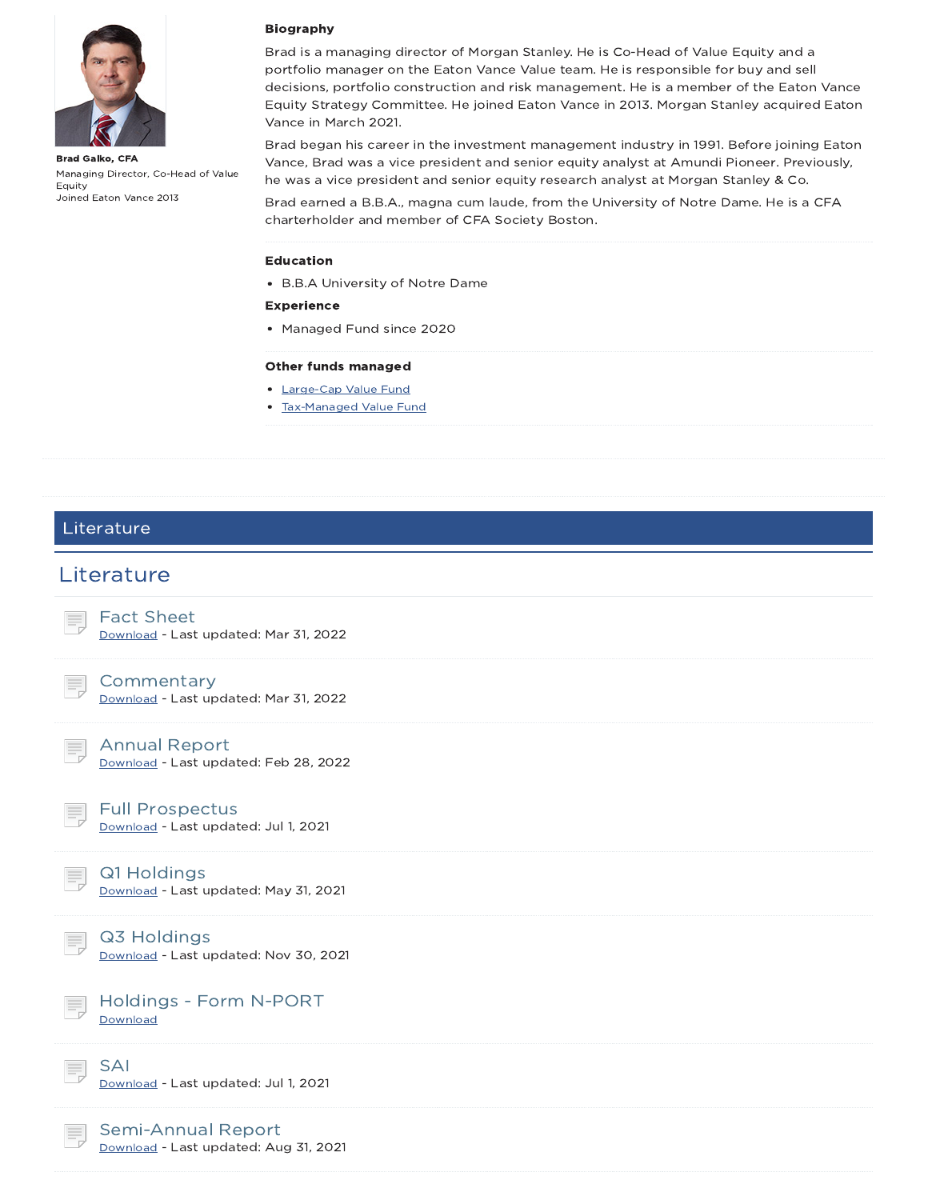**Brad Galko, CFA**

Managing Director, Co-Head of Value Equity

Joined Eaton Vance 2013

**Biography**

Brad is a managing director of Morgan Stanley. He is Co-Head of Value Equity and a portfolio manager on the Eaton Vance Value team. He is responsible for buy and sell decisions, portfolio construction and risk management. He is a member of the Eaton Vance Equity Strategy Committee. He joined Eaton Vance in 2013. Morgan Stanley acquired Eaton Vance in March 2021.

Brad began his career in the investment management industry in 1991. Before joining Eaton Vance, Brad was a vice president and senior equity analyst at Amundi Pioneer. Previously, he was a vice president and senior equity research analyst at Morgan Stanley & Co.

Brad earned a B.B.A., magna cum laude, from the University of Notre Dame. He is a CFA charterholder and member of CFA Society Boston.

**Education**

- B.B.A University of Notre Dame

**Experience**

- Managed Fund since 2020

**Other funds managed**

- Large-Cap Value Fund
- Tax-Managed Value Fund

## Literature

## Literature

### Fact Sheet
Download - Last updated: Mar 31, 2022

### Commentary
Download - Last updated: Mar 31, 2022

### Annual Report
Download - Last updated: Feb 28, 2022

### Full Prospectus
Download - Last updated: Jul 1, 2021

### Q1 Holdings
Download - Last updated: May 31, 2021

### Q3 Holdings
Download - Last updated: Nov 30, 2021

### Holdings - Form N-PORT
Download

### SAI
Download - Last updated: Jul 1, 2021

### Semi-Annual Report
Download - Last updated: Aug 31, 2021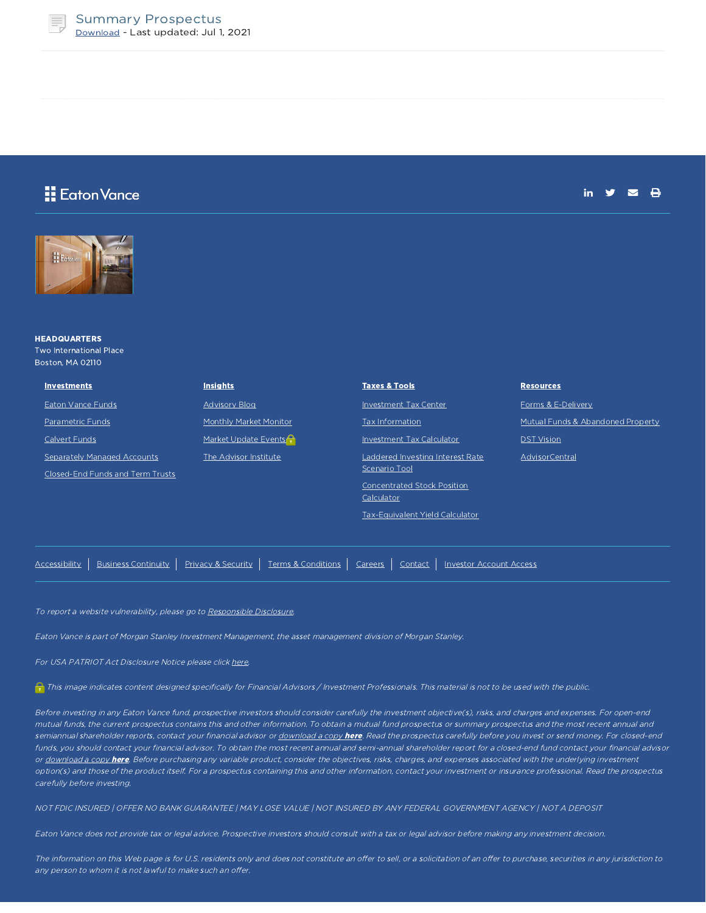Summary Prospectus
Download - Last updated: Jul 1, 2021

Eaton Vance

**HEADQUARTERS**
Two International Place
Boston, MA 02110

**Investments**

- Eaton Vance Funds
- Parametric Funds
- Calvert Funds
- Separately Managed Accounts
- Closed-End Funds and Term Trusts

**Insights**

- Advisory Blog
- Monthly Market Monitor
- Market Update Events
- The Advisor Institute

**Taxes & Tools**

- Investment Tax Center
- Tax Information
- Investment Tax Calculator
- Laddered Investing Interest Rate Scenario Tool
- Concentrated Stock Position Calculator
- Tax-Equivalent Yield Calculator

**Resources**

- Forms & E-Delivery
- Mutual Funds & Abandoned Property
- DST Vision
- AdvisorCentral

Accessibility | Business Continuity | Privacy & Security | Terms & Conditions | Careers | Contact | Investor Account Access

*To report a website vulnerability, please go to Responsible Disclosure.*

*Eaton Vance is part of Morgan Stanley Investment Management, the asset management division of Morgan Stanley.*

*For USA PATRIOT Act Disclosure Notice please click here.*

*This image indicates content designed specifically for Financial Advisors / Investment Professionals. This material is not to be used with the public.*

*Before investing in any Eaton Vance fund, prospective investors should consider carefully the investment objective(s), risks, and charges and expenses. For open-end mutual funds, the current prospectus contains this and other information. To obtain a mutual fund prospectus or summary prospectus and the most recent annual and semiannual shareholder reports, contact your financial advisor or download a copy **here**. Read the prospectus carefully before you invest or send money. For closed-end funds, you should contact your financial advisor. To obtain the most recent annual and semi-annual shareholder report for a closed-end fund contact your financial advisor or download a copy **here**. Before purchasing any variable product, consider the objectives, risks, charges, and expenses associated with the underlying investment option(s) and those of the product itself. For a prospectus containing this and other information, contact your investment or insurance professional. Read the prospectus carefully before investing.*

*NOT FDIC INSURED | OFFER NO BANK GUARANTEE | MAY LOSE VALUE | NOT INSURED BY ANY FEDERAL GOVERNMENT AGENCY | NOT A DEPOSIT*

*Eaton Vance does not provide tax or legal advice. Prospective investors should consult with a tax or legal advisor before making any investment decision.*

*The information on this Web page is for U.S. residents only and does not constitute an offer to sell, or a solicitation of an offer to purchase, securities in any jurisdiction to any person to whom it is not lawful to make such an offer.*